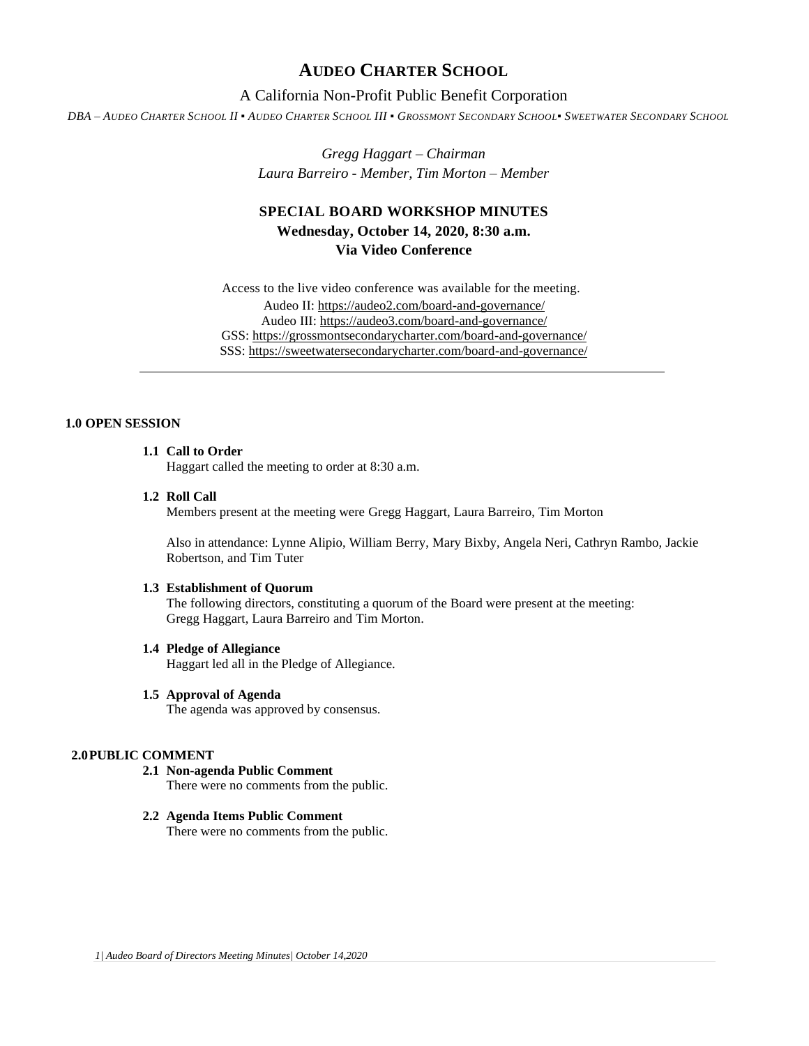# AUDEO CHARTER SCHOOL

A California Non-Profit Public Benefit Corporation

*DBA – AUDEO CHARTER SCHOOL II ▪ AUDEO CHARTER SCHOOL III ▪ GROSSMONT SECONDARY SCHOOL▪ SWEETWATER SECONDARY SCHOOL*

*Gregg Haggart – Chairman*
*Laura Barreiro - Member, Tim Morton – Member*

## SPECIAL BOARD WORKSHOP MINUTES
**Wednesday, October 14, 2020, 8:30 a.m.**
**Via Video Conference**

Access to the live video conference was available for the meeting.
Audeo II: https://audeo2.com/board-and-governance/
Audeo III: https://audeo3.com/board-and-governance/
GSS: https://grossmontsecondarycharter.com/board-and-governance/
SSS: https://sweetwatersecondarycharter.com/board-and-governance/

---

### 1.0 OPEN SESSION

**1.1 Call to Order**
Haggart called the meeting to order at 8:30 a.m.

**1.2 Roll Call**
Members present at the meeting were Gregg Haggart, Laura Barreiro, Tim Morton

Also in attendance: Lynne Alipio, William Berry, Mary Bixby, Angela Neri, Cathryn Rambo, Jackie Robertson, and Tim Tuter

**1.3 Establishment of Quorum**
The following directors, constituting a quorum of the Board were present at the meeting: Gregg Haggart, Laura Barreiro and Tim Morton.

**1.4 Pledge of Allegiance**
Haggart led all in the Pledge of Allegiance.

**1.5 Approval of Agenda**
The agenda was approved by consensus.

### 2.0 PUBLIC COMMENT

**2.1 Non-agenda Public Comment**
There were no comments from the public.

**2.2 Agenda Items Public Comment**
There were no comments from the public.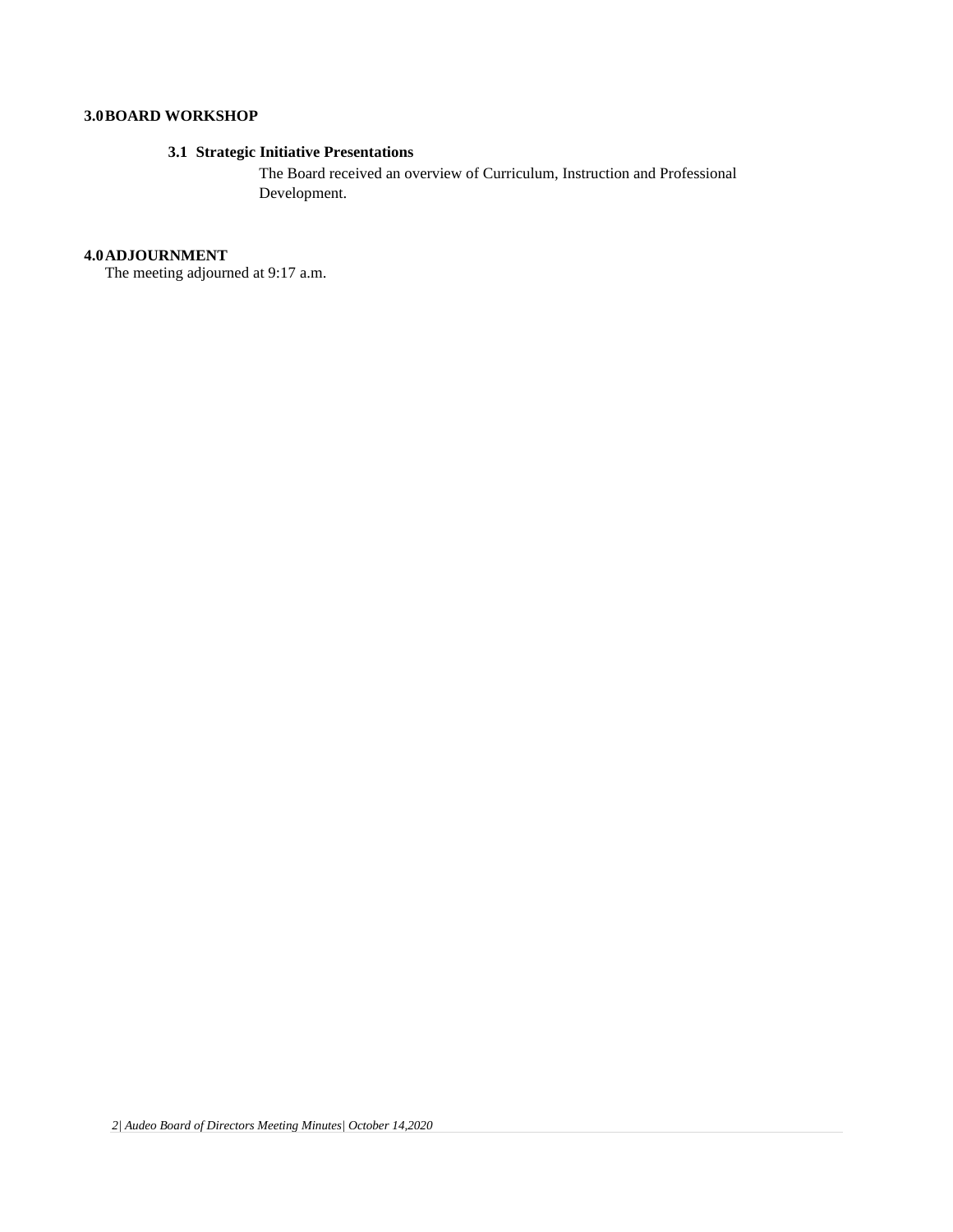## 3.0 BOARD WORKSHOP

### 3.1 Strategic Initiative Presentations

The Board received an overview of Curriculum, Instruction and Professional Development.

## 4.0 ADJOURNMENT

The meeting adjourned at 9:17 a.m.